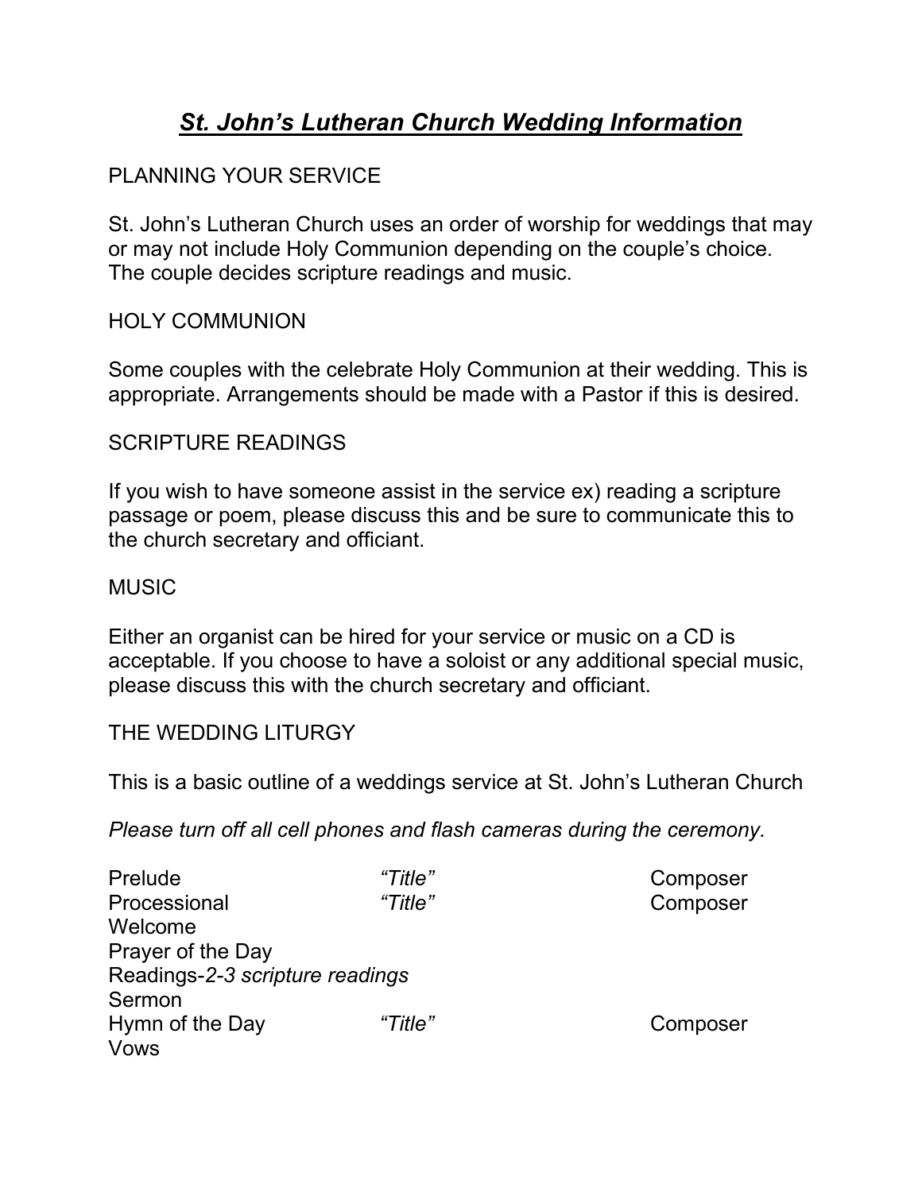# ***St. John's Lutheran Church Wedding Information***

PLANNING YOUR SERVICE

St. John's Lutheran Church uses an order of worship for weddings that may or may not include Holy Communion depending on the couple's choice. The couple decides scripture readings and music.

HOLY COMMUNION

Some couples with the celebrate Holy Communion at their wedding. This is appropriate. Arrangements should be made with a Pastor if this is desired.

SCRIPTURE READINGS

If you wish to have someone assist in the service ex) reading a scripture passage or poem, please discuss this and be sure to communicate this to the church secretary and officiant.

MUSIC

Either an organist can be hired for your service or music on a CD is acceptable. If you choose to have a soloist or any additional special music, please discuss this with the church secretary and officiant.

THE WEDDING LITURGY

This is a basic outline of a weddings service at St. John's Lutheran Church

*Please turn off all cell phones and flash cameras during the ceremony.*

| | | |
|---|---|---|
| Prelude | *"Title"* | Composer |
| Processional | *"Title"* | Composer |
| Welcome | | |
| Prayer of the Day | | |
| Readings-*2-3 scripture readings* | | |
| Sermon | | |
| Hymn of the Day | *"Title"* | Composer |
| Vows | | |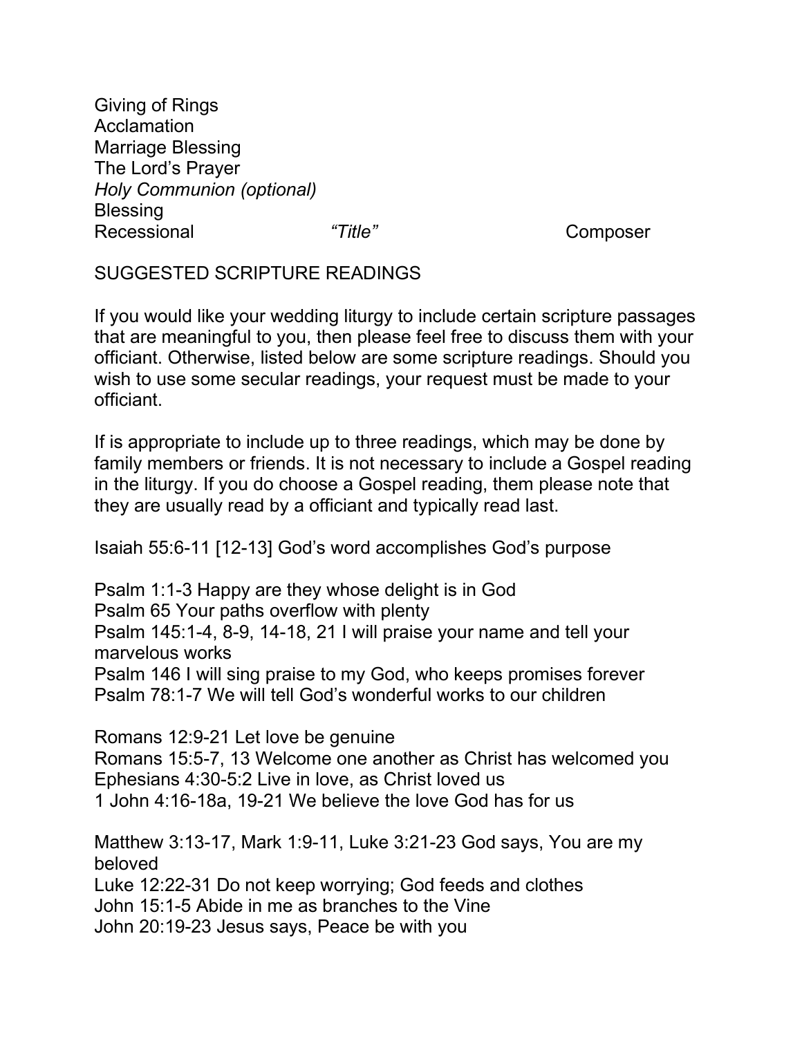Giving of Rings
Acclamation
Marriage Blessing
The Lord's Prayer
*Holy Communion (optional)*
Blessing
Recessional *"Title"* Composer

## SUGGESTED SCRIPTURE READINGS

If you would like your wedding liturgy to include certain scripture passages that are meaningful to you, then please feel free to discuss them with your officiant. Otherwise, listed below are some scripture readings. Should you wish to use some secular readings, your request must be made to your officiant.

If is appropriate to include up to three readings, which may be done by family members or friends. It is not necessary to include a Gospel reading in the liturgy. If you do choose a Gospel reading, them please note that they are usually read by a officiant and typically read last.

Isaiah 55:6-11 [12-13] God's word accomplishes God's purpose

Psalm 1:1-3 Happy are they whose delight is in God
Psalm 65 Your paths overflow with plenty
Psalm 145:1-4, 8-9, 14-18, 21 I will praise your name and tell your marvelous works
Psalm 146 I will sing praise to my God, who keeps promises forever
Psalm 78:1-7 We will tell God's wonderful works to our children

Romans 12:9-21 Let love be genuine
Romans 15:5-7, 13 Welcome one another as Christ has welcomed you
Ephesians 4:30-5:2 Live in love, as Christ loved us
1 John 4:16-18a, 19-21 We believe the love God has for us

Matthew 3:13-17, Mark 1:9-11, Luke 3:21-23 God says, You are my beloved
Luke 12:22-31 Do not keep worrying; God feeds and clothes
John 15:1-5 Abide in me as branches to the Vine
John 20:19-23 Jesus says, Peace be with you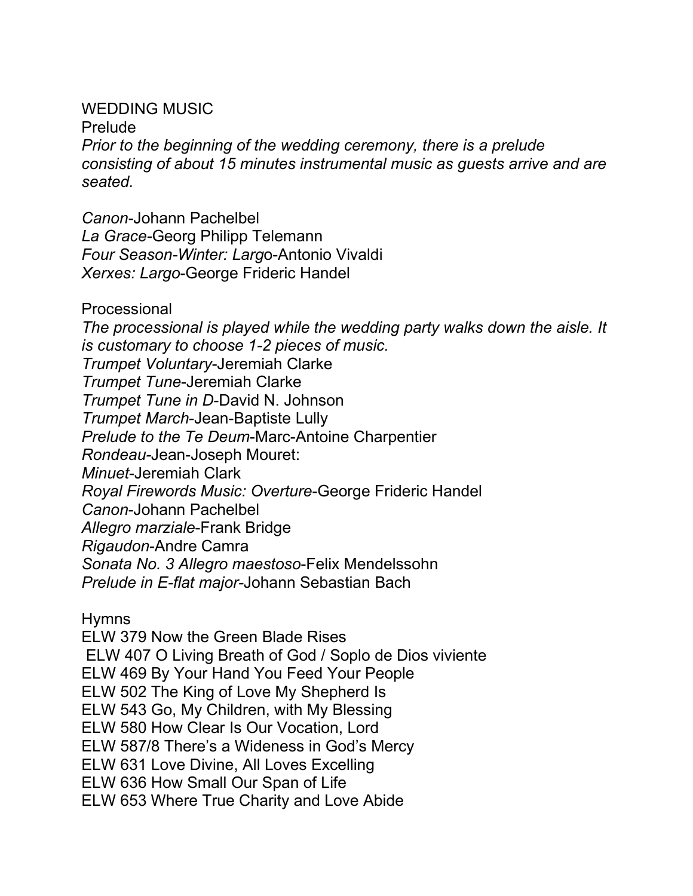WEDDING MUSIC

Prelude

*Prior to the beginning of the wedding ceremony, there is a prelude consisting of about 15 minutes instrumental music as guests arrive and are seated.*

*Canon*-Johann Pachelbel
*La Grace*-Georg Philipp Telemann
*Four Season-Winter: Largo*-Antonio Vivaldi
*Xerxes: Largo*-George Frideric Handel

Processional

*The processional is played while the wedding party walks down the aisle. It is customary to choose 1-2 pieces of music.*
*Trumpet Voluntary*-Jeremiah Clarke
*Trumpet Tune*-Jeremiah Clarke
*Trumpet Tune in D*-David N. Johnson
*Trumpet March*-Jean-Baptiste Lully
*Prelude to the Te Deum*-Marc-Antoine Charpentier
*Rondeau*-Jean-Joseph Mouret:
*Minuet*-Jeremiah Clark
*Royal Firewords Music: Overture*-George Frideric Handel
*Canon*-Johann Pachelbel
*Allegro marziale*-Frank Bridge
*Rigaudon*-Andre Camra
*Sonata No. 3 Allegro maestoso*-Felix Mendelssohn
*Prelude in E-flat major*-Johann Sebastian Bach

Hymns

ELW 379 Now the Green Blade Rises
ELW 407 O Living Breath of God / Soplo de Dios viviente
ELW 469 By Your Hand You Feed Your People
ELW 502 The King of Love My Shepherd Is
ELW 543 Go, My Children, with My Blessing
ELW 580 How Clear Is Our Vocation, Lord
ELW 587/8 There's a Wideness in God's Mercy
ELW 631 Love Divine, All Loves Excelling
ELW 636 How Small Our Span of Life
ELW 653 Where True Charity and Love Abide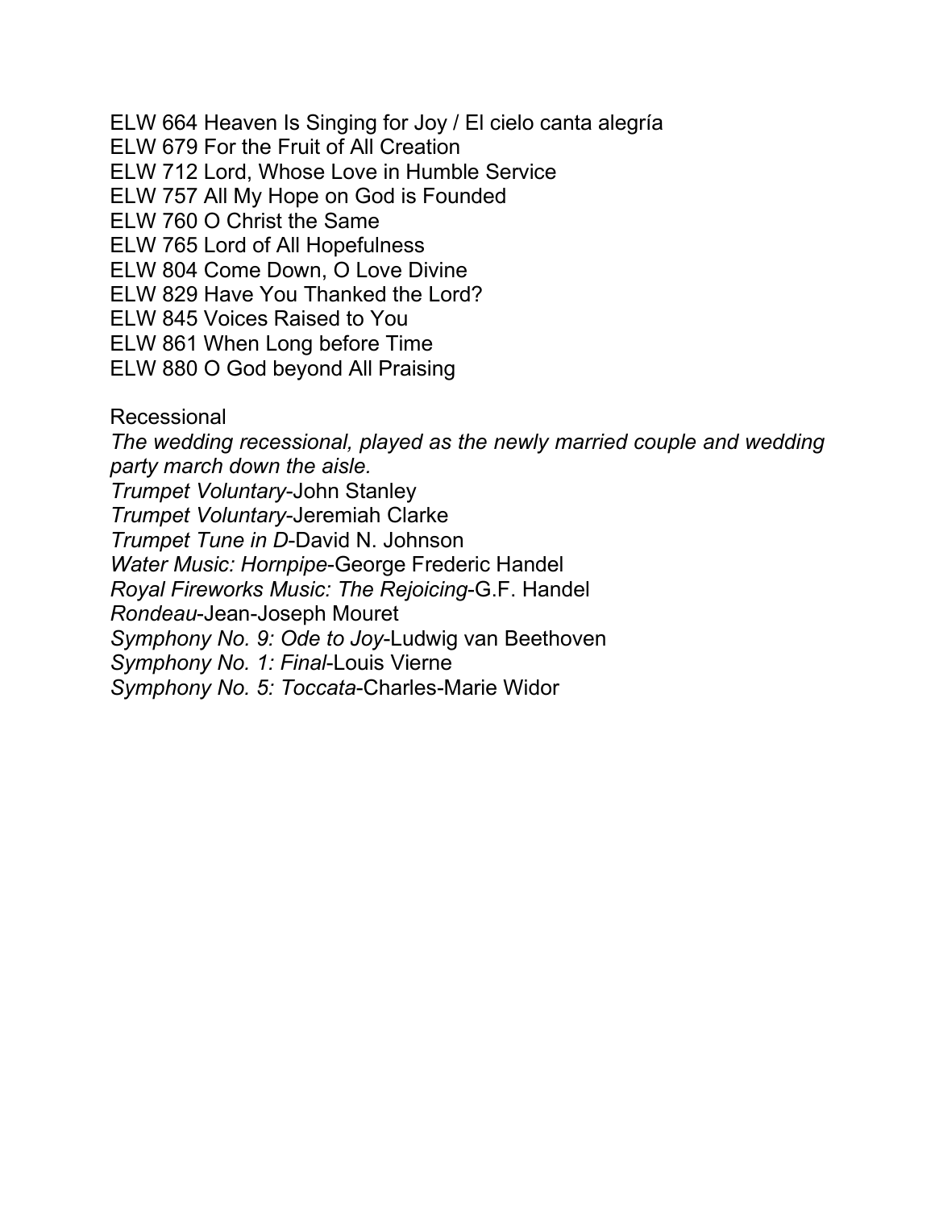ELW 664 Heaven Is Singing for Joy / El cielo canta alegría
ELW 679 For the Fruit of All Creation
ELW 712 Lord, Whose Love in Humble Service
ELW 757 All My Hope on God is Founded
ELW 760 O Christ the Same
ELW 765 Lord of All Hopefulness
ELW 804 Come Down, O Love Divine
ELW 829 Have You Thanked the Lord?
ELW 845 Voices Raised to You
ELW 861 When Long before Time
ELW 880 O God beyond All Praising

Recessional

*The wedding recessional, played as the newly married couple and wedding party march down the aisle.*

*Trumpet Voluntary*-John Stanley
*Trumpet Voluntary*-Jeremiah Clarke
*Trumpet Tune in D*-David N. Johnson
*Water Music: Hornpipe*-George Frederic Handel
*Royal Fireworks Music: The Rejoicing*-G.F. Handel
*Rondeau*-Jean-Joseph Mouret
*Symphony No. 9: Ode to Joy*-Ludwig van Beethoven
*Symphony No. 1: Final*-Louis Vierne
*Symphony No. 5: Toccata*-Charles-Marie Widor